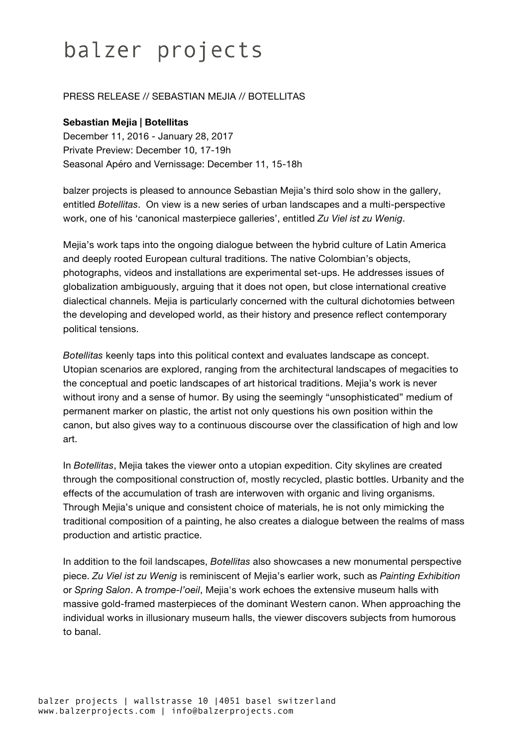# balzer projects

PRESS RELEASE // SEBASTIAN MEJIA // BOTELLITAS

**Sebastian Mejia | Botellitas**
December 11, 2016 - January 28, 2017
Private Preview: December 10, 17-19h
Seasonal Apéro and Vernissage: December 11, 15-18h

balzer projects is pleased to announce Sebastian Mejia's third solo show in the gallery, entitled *Botellitas*. On view is a new series of urban landscapes and a multi-perspective work, one of his 'canonical masterpiece galleries', entitled *Zu Viel ist zu Wenig*.

Mejia's work taps into the ongoing dialogue between the hybrid culture of Latin America and deeply rooted European cultural traditions. The native Colombian's objects, photographs, videos and installations are experimental set-ups. He addresses issues of globalization ambiguously, arguing that it does not open, but close international creative dialectical channels. Mejia is particularly concerned with the cultural dichotomies between the developing and developed world, as their history and presence reflect contemporary political tensions.

*Botellitas* keenly taps into this political context and evaluates landscape as concept. Utopian scenarios are explored, ranging from the architectural landscapes of megacities to the conceptual and poetic landscapes of art historical traditions. Mejia's work is never without irony and a sense of humor. By using the seemingly "unsophisticated" medium of permanent marker on plastic, the artist not only questions his own position within the canon, but also gives way to a continuous discourse over the classification of high and low art.

In *Botellitas*, Mejia takes the viewer onto a utopian expedition. City skylines are created through the compositional construction of, mostly recycled, plastic bottles. Urbanity and the effects of the accumulation of trash are interwoven with organic and living organisms. Through Mejia's unique and consistent choice of materials, he is not only mimicking the traditional composition of a painting, he also creates a dialogue between the realms of mass production and artistic practice.

In addition to the foil landscapes, *Botellitas* also showcases a new monumental perspective piece. *Zu Viel ist zu Wenig* is reminiscent of Mejia's earlier work, such as *Painting Exhibition* or *Spring Salon*. A *trompe-l'oeil*, Mejia's work echoes the extensive museum halls with massive gold-framed masterpieces of the dominant Western canon. When approaching the individual works in illusionary museum halls, the viewer discovers subjects from humorous to banal.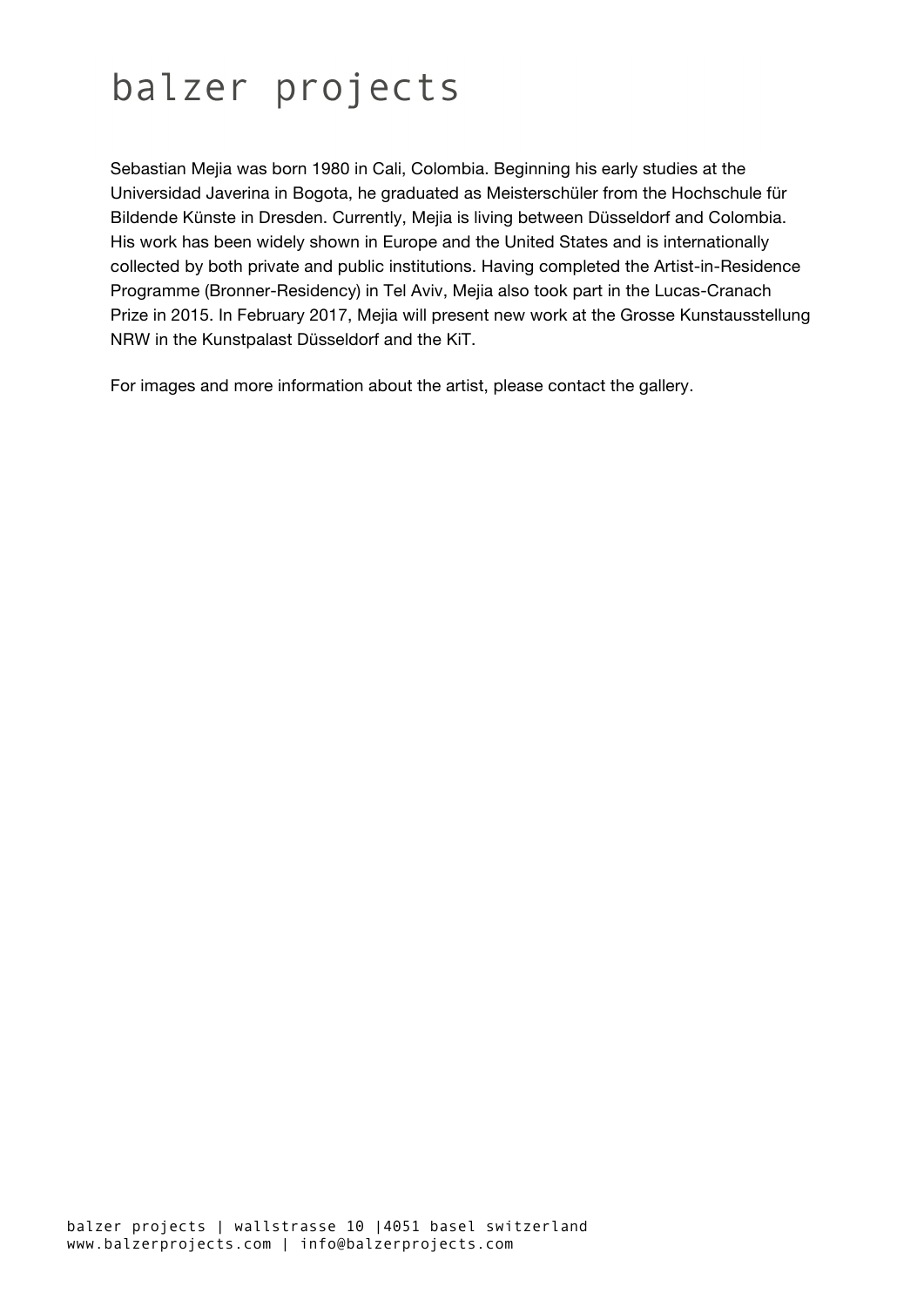# balzer projects

Sebastian Mejia was born 1980 in Cali, Colombia. Beginning his early studies at the Universidad Javerina in Bogota, he graduated as Meisterschüler from the Hochschule für Bildende Künste in Dresden. Currently, Mejia is living between Düsseldorf and Colombia. His work has been widely shown in Europe and the United States and is internationally collected by both private and public institutions. Having completed the Artist-in-Residence Programme (Bronner-Residency) in Tel Aviv, Mejia also took part in the Lucas-Cranach Prize in 2015. In February 2017, Mejia will present new work at the Grosse Kunstausstellung NRW in the Kunstpalast Düsseldorf and the KiT.

For images and more information about the artist, please contact the gallery.

balzer projects | wallstrasse 10 |4051 basel switzerland
www.balzerprojects.com | info@balzerprojects.com